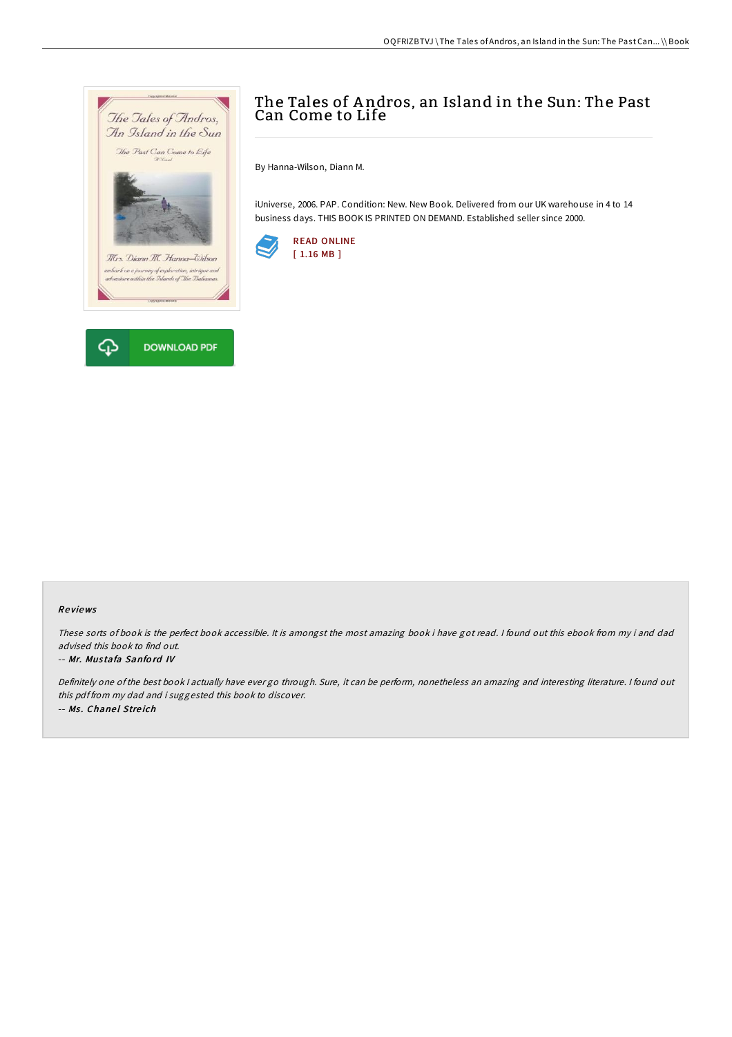# The Tales of Andros, an Island in the Sun: The Past Can Come to Life

By Hanna-Wilson, Diann M.

iUniverse, 2006. PAP. Condition: New. New Book. Delivered from our UK warehouse in 4 to 14 business days. THIS BOOK IS PRINTED ON DEMAND. Established seller since 2000.

READ ONLINE
[ 1.16 MB ]

DOWNLOAD PDF

## Reviews

*These sorts of book is the perfect book accessible. It is amongst the most amazing book i have got read. I found out this ebook from my i and dad advised this book to find out.*

-- ***Mr. Mustafa Sanford IV***

*Definitely one of the best book I actually have ever go through. Sure, it can be perform, nonetheless an amazing and interesting literature. I found out this pdf from my dad and i suggested this book to discover.*

-- ***Ms. Chanel Streich***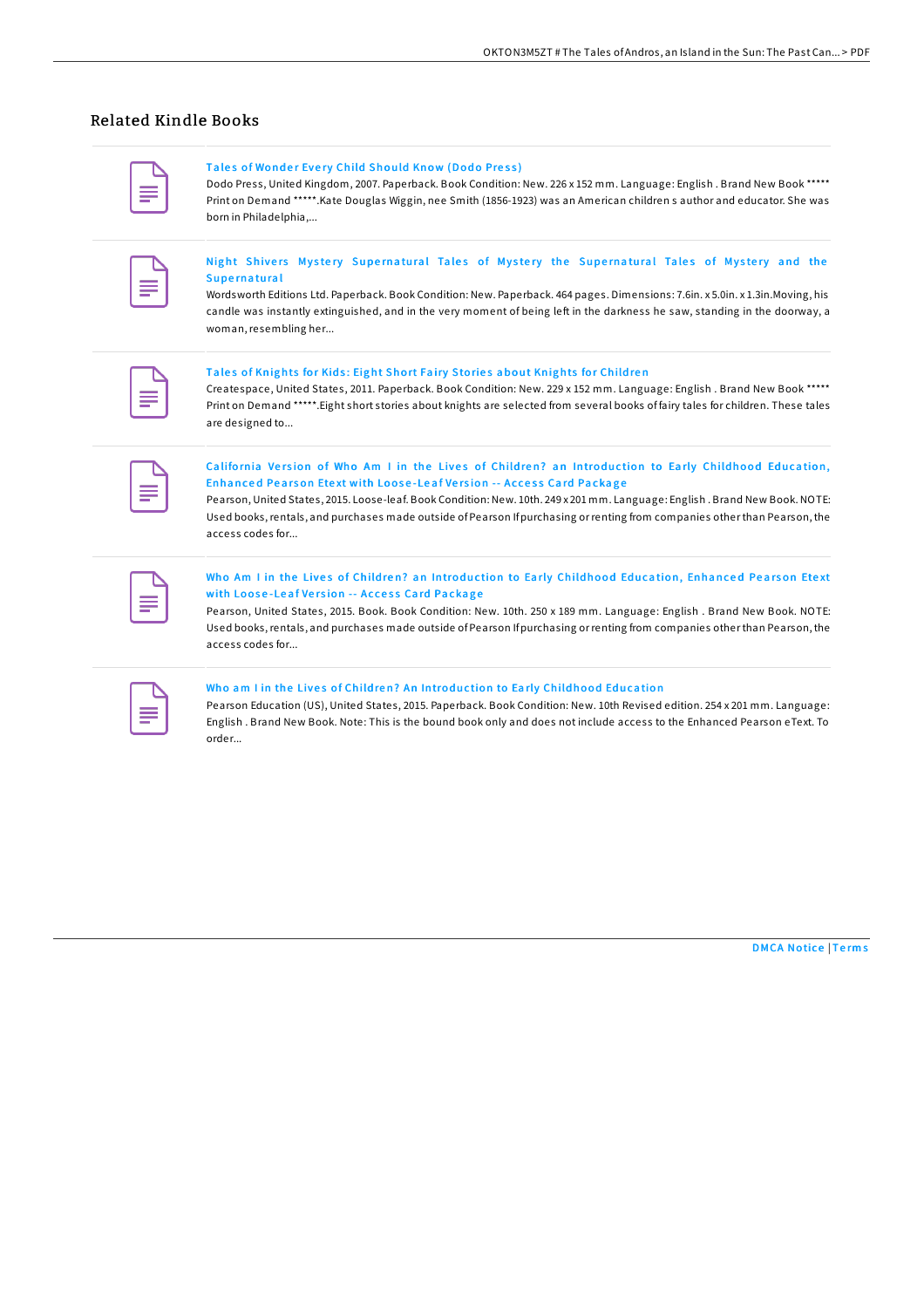## Related Kindle Books

### Tales of Wonder Every Child Should Know (Dodo Press)

Dodo Press, United Kingdom, 2007. Paperback. Book Condition: New. 226 x 152 mm. Language: English . Brand New Book ***** Print on Demand *****.Kate Douglas Wiggin, nee Smith (1856-1923) was an American children s author and educator. She was born in Philadelphia,...

### Night Shivers Mystery Supernatural Tales of Mystery the Supernatural Tales of Mystery and the Supernatural

Wordsworth Editions Ltd. Paperback. Book Condition: New. Paperback. 464 pages. Dimensions: 7.6in. x 5.0in. x 1.3in.Moving, his candle was instantly extinguished, and in the very moment of being left in the darkness he saw, standing in the doorway, a woman, resembling her...

### Tales of Knights for Kids: Eight Short Fairy Stories about Knights for Children

Createspace, United States, 2011. Paperback. Book Condition: New. 229 x 152 mm. Language: English . Brand New Book ***** Print on Demand *****.Eight short stories about knights are selected from several books of fairy tales for children. These tales are designed to...

### California Version of Who Am I in the Lives of Children? an Introduction to Early Childhood Education, Enhanced Pearson Etext with Loose-Leaf Version -- Access Card Package

Pearson, United States, 2015. Loose-leaf. Book Condition: New. 10th. 249 x 201 mm. Language: English . Brand New Book. NOTE: Used books, rentals, and purchases made outside of Pearson If purchasing or renting from companies other than Pearson, the access codes for...

### Who Am I in the Lives of Children? an Introduction to Early Childhood Education, Enhanced Pearson Etext with Loose-Leaf Version -- Access Card Package

Pearson, United States, 2015. Book. Book Condition: New. 10th. 250 x 189 mm. Language: English . Brand New Book. NOTE: Used books, rentals, and purchases made outside of Pearson If purchasing or renting from companies other than Pearson, the access codes for...

### Who am I in the Lives of Children? An Introduction to Early Childhood Education

Pearson Education (US), United States, 2015. Paperback. Book Condition: New. 10th Revised edition. 254 x 201 mm. Language: English . Brand New Book. Note: This is the bound book only and does not include access to the Enhanced Pearson eText. To order...

DMCA Notice | Terms